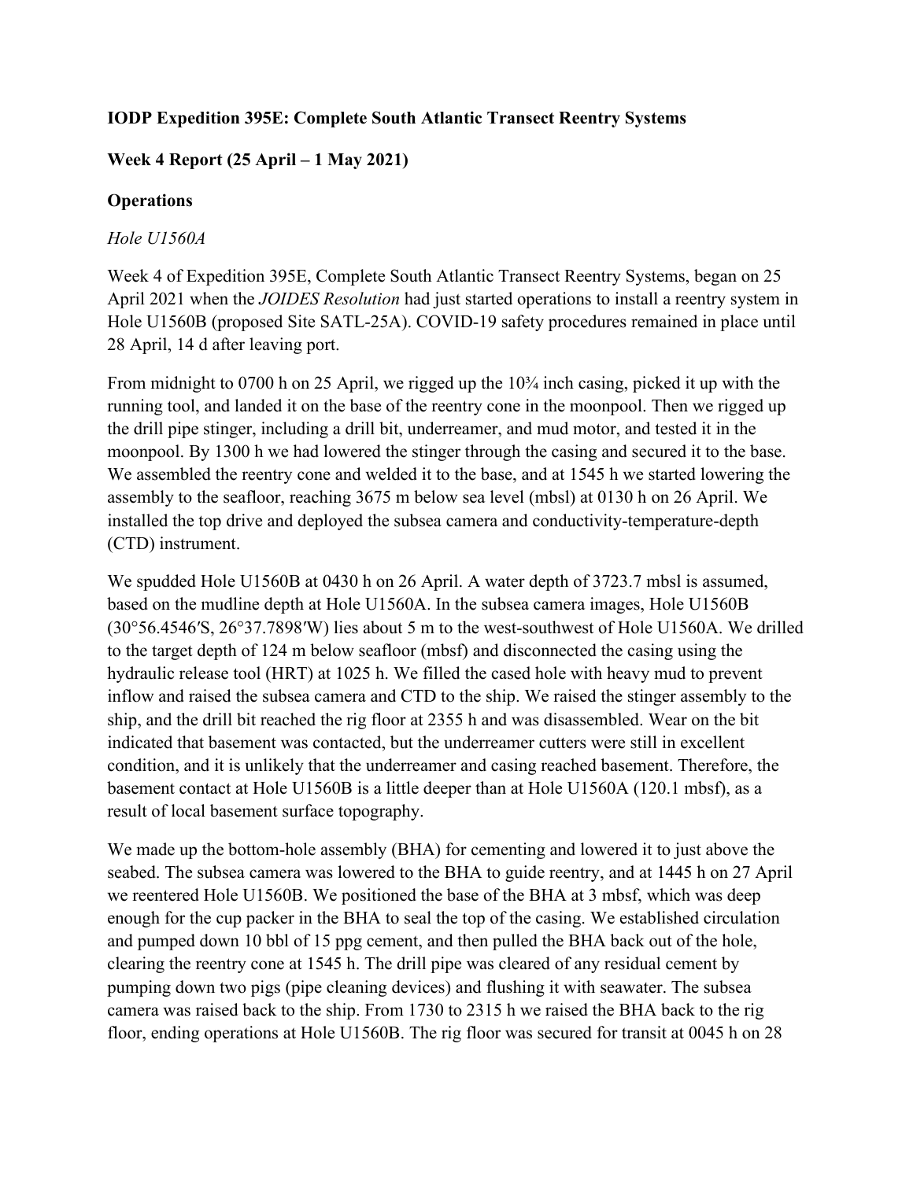**IODP Expedition 395E: Complete South Atlantic Transect Reentry Systems**

**Week 4 Report (25 April – 1 May 2021)**

**Operations**

*Hole U1560A*

Week 4 of Expedition 395E, Complete South Atlantic Transect Reentry Systems, began on 25 April 2021 when the *JOIDES Resolution* had just started operations to install a reentry system in Hole U1560B (proposed Site SATL-25A). COVID-19 safety procedures remained in place until 28 April, 14 d after leaving port.

From midnight to 0700 h on 25 April, we rigged up the 10¾ inch casing, picked it up with the running tool, and landed it on the base of the reentry cone in the moonpool. Then we rigged up the drill pipe stinger, including a drill bit, underreamer, and mud motor, and tested it in the moonpool. By 1300 h we had lowered the stinger through the casing and secured it to the base. We assembled the reentry cone and welded it to the base, and at 1545 h we started lowering the assembly to the seafloor, reaching 3675 m below sea level (mbsl) at 0130 h on 26 April. We installed the top drive and deployed the subsea camera and conductivity-temperature-depth (CTD) instrument.

We spudded Hole U1560B at 0430 h on 26 April. A water depth of 3723.7 mbsl is assumed, based on the mudline depth at Hole U1560A. In the subsea camera images, Hole U1560B (30°56.4546′S, 26°37.7898′W) lies about 5 m to the west-southwest of Hole U1560A. We drilled to the target depth of 124 m below seafloor (mbsf) and disconnected the casing using the hydraulic release tool (HRT) at 1025 h. We filled the cased hole with heavy mud to prevent inflow and raised the subsea camera and CTD to the ship. We raised the stinger assembly to the ship, and the drill bit reached the rig floor at 2355 h and was disassembled. Wear on the bit indicated that basement was contacted, but the underreamer cutters were still in excellent condition, and it is unlikely that the underreamer and casing reached basement. Therefore, the basement contact at Hole U1560B is a little deeper than at Hole U1560A (120.1 mbsf), as a result of local basement surface topography.

We made up the bottom-hole assembly (BHA) for cementing and lowered it to just above the seabed. The subsea camera was lowered to the BHA to guide reentry, and at 1445 h on 27 April we reentered Hole U1560B. We positioned the base of the BHA at 3 mbsf, which was deep enough for the cup packer in the BHA to seal the top of the casing. We established circulation and pumped down 10 bbl of 15 ppg cement, and then pulled the BHA back out of the hole, clearing the reentry cone at 1545 h. The drill pipe was cleared of any residual cement by pumping down two pigs (pipe cleaning devices) and flushing it with seawater. The subsea camera was raised back to the ship. From 1730 to 2315 h we raised the BHA back to the rig floor, ending operations at Hole U1560B. The rig floor was secured for transit at 0045 h on 28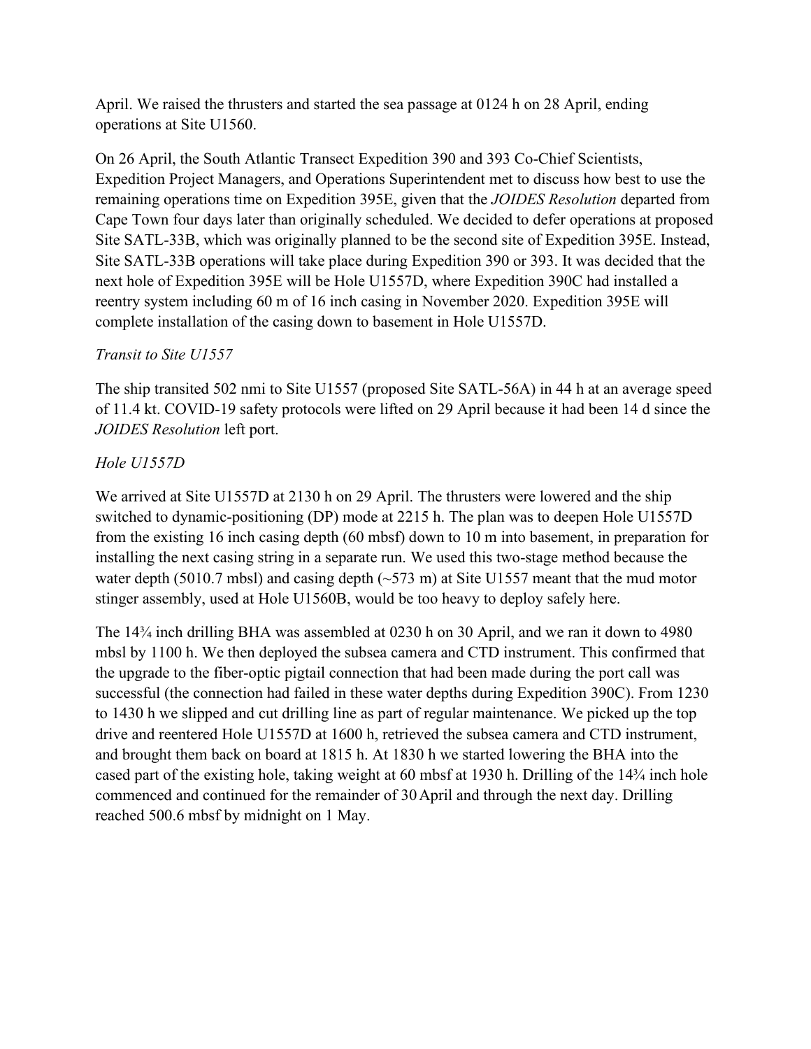April. We raised the thrusters and started the sea passage at 0124 h on 28 April, ending operations at Site U1560.

On 26 April, the South Atlantic Transect Expedition 390 and 393 Co-Chief Scientists, Expedition Project Managers, and Operations Superintendent met to discuss how best to use the remaining operations time on Expedition 395E, given that the *JOIDES Resolution* departed from Cape Town four days later than originally scheduled. We decided to defer operations at proposed Site SATL-33B, which was originally planned to be the second site of Expedition 395E. Instead, Site SATL-33B operations will take place during Expedition 390 or 393. It was decided that the next hole of Expedition 395E will be Hole U1557D, where Expedition 390C had installed a reentry system including 60 m of 16 inch casing in November 2020. Expedition 395E will complete installation of the casing down to basement in Hole U1557D.

*Transit to Site U1557*

The ship transited 502 nmi to Site U1557 (proposed Site SATL-56A) in 44 h at an average speed of 11.4 kt. COVID-19 safety protocols were lifted on 29 April because it had been 14 d since the *JOIDES Resolution* left port.

*Hole U1557D*

We arrived at Site U1557D at 2130 h on 29 April. The thrusters were lowered and the ship switched to dynamic-positioning (DP) mode at 2215 h. The plan was to deepen Hole U1557D from the existing 16 inch casing depth (60 mbsf) down to 10 m into basement, in preparation for installing the next casing string in a separate run. We used this two-stage method because the water depth (5010.7 mbsl) and casing depth (~573 m) at Site U1557 meant that the mud motor stinger assembly, used at Hole U1560B, would be too heavy to deploy safely here.

The 14¾ inch drilling BHA was assembled at 0230 h on 30 April, and we ran it down to 4980 mbsl by 1100 h. We then deployed the subsea camera and CTD instrument. This confirmed that the upgrade to the fiber-optic pigtail connection that had been made during the port call was successful (the connection had failed in these water depths during Expedition 390C). From 1230 to 1430 h we slipped and cut drilling line as part of regular maintenance. We picked up the top drive and reentered Hole U1557D at 1600 h, retrieved the subsea camera and CTD instrument, and brought them back on board at 1815 h. At 1830 h we started lowering the BHA into the cased part of the existing hole, taking weight at 60 mbsf at 1930 h. Drilling of the 14¾ inch hole commenced and continued for the remainder of 30 April and through the next day. Drilling reached 500.6 mbsf by midnight on 1 May.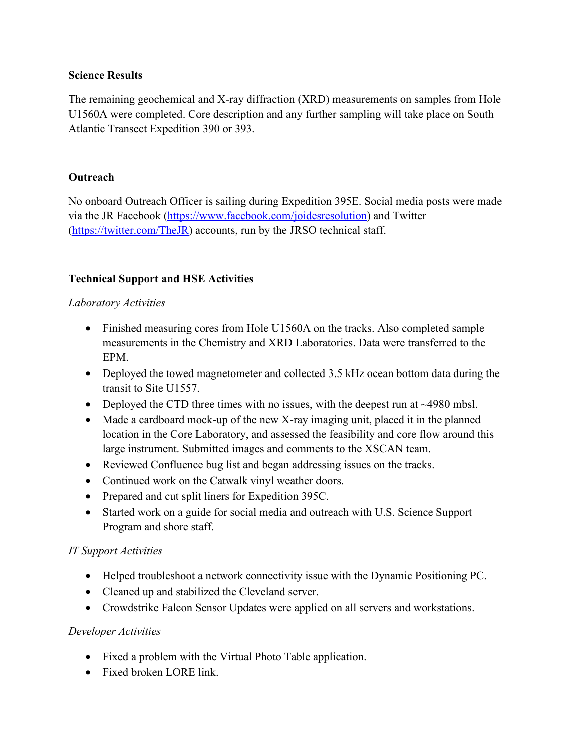**Science Results**

The remaining geochemical and X-ray diffraction (XRD) measurements on samples from Hole U1560A were completed. Core description and any further sampling will take place on South Atlantic Transect Expedition 390 or 393.

**Outreach**

No onboard Outreach Officer is sailing during Expedition 395E. Social media posts were made via the JR Facebook (https://www.facebook.com/joidesresolution) and Twitter (https://twitter.com/TheJR) accounts, run by the JRSO technical staff.

**Technical Support and HSE Activities**

*Laboratory Activities*

- Finished measuring cores from Hole U1560A on the tracks. Also completed sample measurements in the Chemistry and XRD Laboratories. Data were transferred to the EPM.
- Deployed the towed magnetometer and collected 3.5 kHz ocean bottom data during the transit to Site U1557.
- Deployed the CTD three times with no issues, with the deepest run at ~4980 mbsl.
- Made a cardboard mock-up of the new X-ray imaging unit, placed it in the planned location in the Core Laboratory, and assessed the feasibility and core flow around this large instrument. Submitted images and comments to the XSCAN team.
- Reviewed Confluence bug list and began addressing issues on the tracks.
- Continued work on the Catwalk vinyl weather doors.
- Prepared and cut split liners for Expedition 395C.
- Started work on a guide for social media and outreach with U.S. Science Support Program and shore staff.

*IT Support Activities*

- Helped troubleshoot a network connectivity issue with the Dynamic Positioning PC.
- Cleaned up and stabilized the Cleveland server.
- Crowdstrike Falcon Sensor Updates were applied on all servers and workstations.

*Developer Activities*

- Fixed a problem with the Virtual Photo Table application.
- Fixed broken LORE link.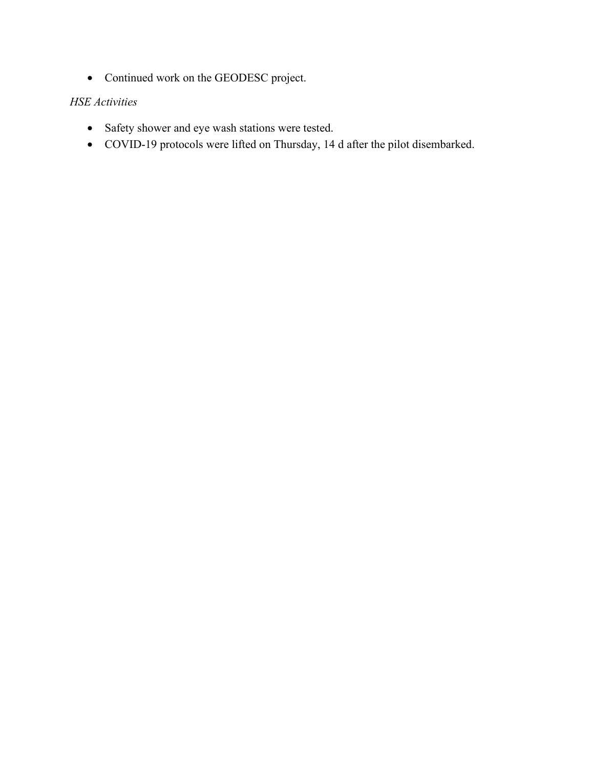- Continued work on the GEODESC project.

*HSE Activities*

- Safety shower and eye wash stations were tested.
- COVID-19 protocols were lifted on Thursday, 14 d after the pilot disembarked.